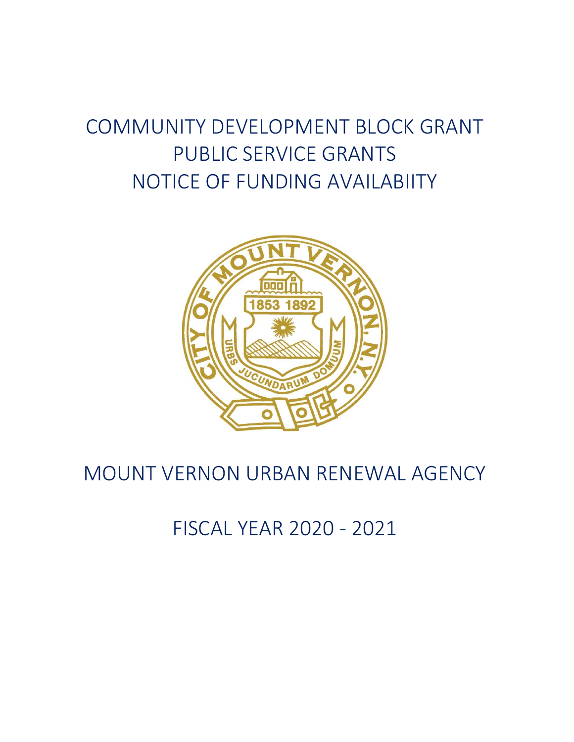# COMMUNITY DEVELOPMENT BLOCK GRANT PUBLIC SERVICE GRANTS NOTICE OF FUNDING AVAILABIITY

## MOUNT VERNON URBAN RENEWAL AGENCY

## FISCAL YEAR 2020 - 2021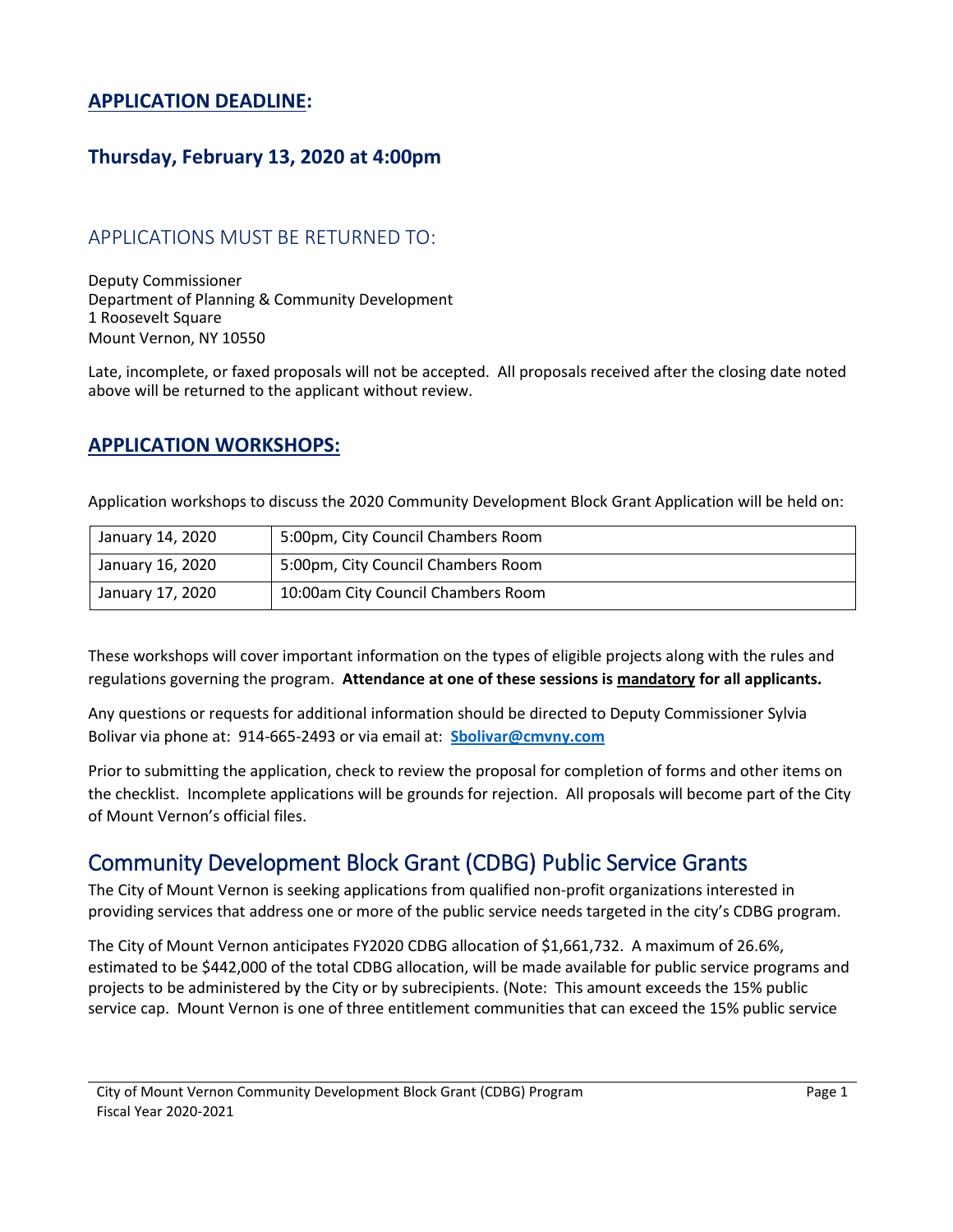## **APPLICATION DEADLINE:**

### **Thursday, February 13, 2020 at 4:00pm**

## APPLICATIONS MUST BE RETURNED TO:

Deputy Commissioner
Department of Planning & Community Development
1 Roosevelt Square
Mount Vernon, NY 10550

Late, incomplete, or faxed proposals will not be accepted. All proposals received after the closing date noted above will be returned to the applicant without review.

## **APPLICATION WORKSHOPS:**

Application workshops to discuss the 2020 Community Development Block Grant Application will be held on:

| January 14, 2020 | 5:00pm, City Council Chambers Room |
|---|---|
| January 16, 2020 | 5:00pm, City Council Chambers Room |
| January 17, 2020 | 10:00am City Council Chambers Room |

These workshops will cover important information on the types of eligible projects along with the rules and regulations governing the program. **Attendance at one of these sessions is mandatory for all applicants.**

Any questions or requests for additional information should be directed to Deputy Commissioner Sylvia Bolivar via phone at: 914-665-2493 or via email at: **Sbolivar@cmvny.com**

Prior to submitting the application, check to review the proposal for completion of forms and other items on the checklist. Incomplete applications will be grounds for rejection. All proposals will become part of the City of Mount Vernon's official files.

# Community Development Block Grant (CDBG) Public Service Grants

The City of Mount Vernon is seeking applications from qualified non-profit organizations interested in providing services that address one or more of the public service needs targeted in the city's CDBG program.

The City of Mount Vernon anticipates FY2020 CDBG allocation of $1,661,732. A maximum of 26.6%, estimated to be $442,000 of the total CDBG allocation, will be made available for public service programs and projects to be administered by the City or by subrecipients. (Note: This amount exceeds the 15% public service cap. Mount Vernon is one of three entitlement communities that can exceed the 15% public service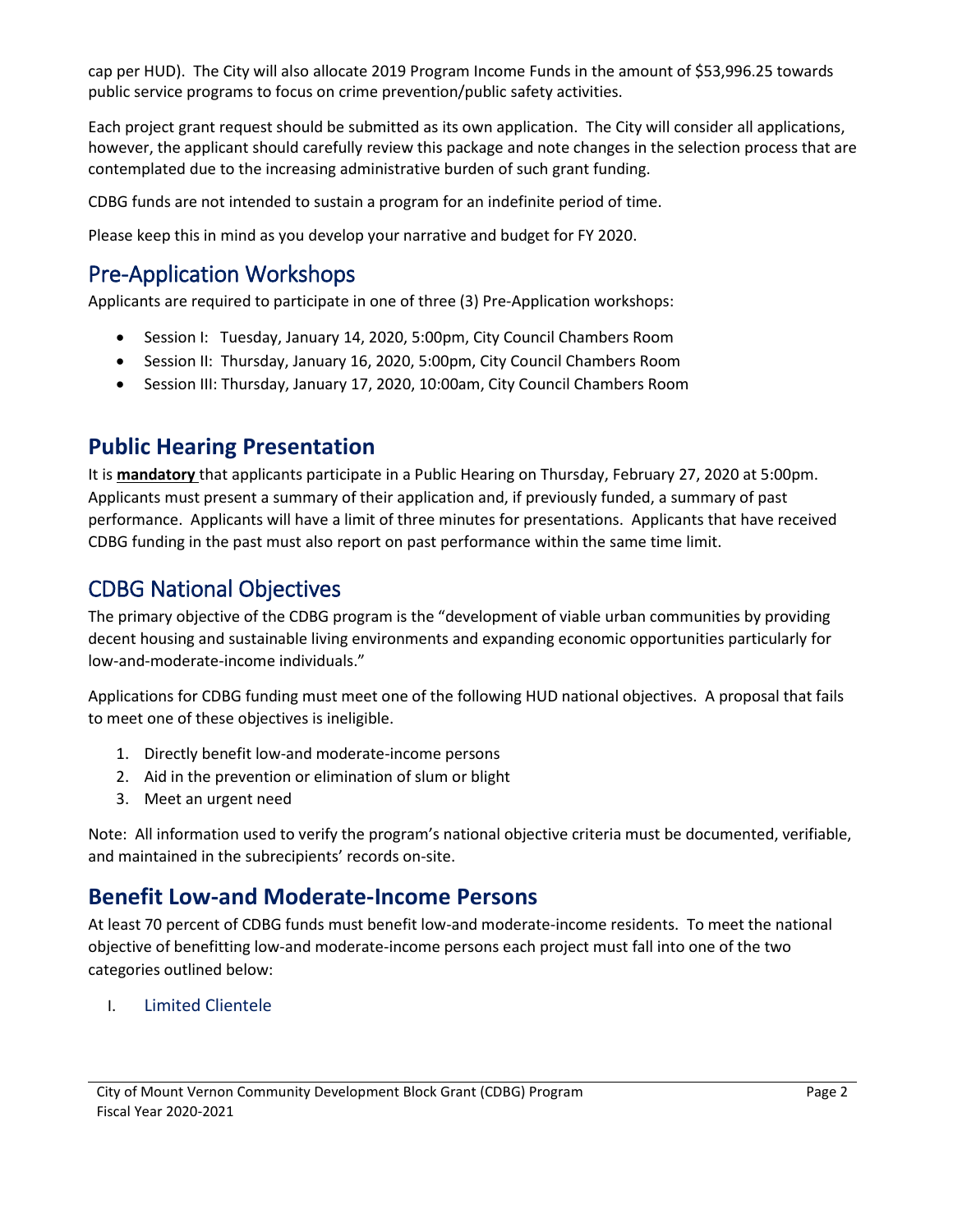cap per HUD). The City will also allocate 2019 Program Income Funds in the amount of $53,996.25 towards public service programs to focus on crime prevention/public safety activities.

Each project grant request should be submitted as its own application. The City will consider all applications, however, the applicant should carefully review this package and note changes in the selection process that are contemplated due to the increasing administrative burden of such grant funding.

CDBG funds are not intended to sustain a program for an indefinite period of time.

Please keep this in mind as you develop your narrative and budget for FY 2020.

## Pre-Application Workshops

Applicants are required to participate in one of three (3) Pre-Application workshops:

- Session I: Tuesday, January 14, 2020, 5:00pm, City Council Chambers Room
- Session II: Thursday, January 16, 2020, 5:00pm, City Council Chambers Room
- Session III: Thursday, January 17, 2020, 10:00am, City Council Chambers Room

## Public Hearing Presentation

It is **mandatory** that applicants participate in a Public Hearing on Thursday, February 27, 2020 at 5:00pm. Applicants must present a summary of their application and, if previously funded, a summary of past performance. Applicants will have a limit of three minutes for presentations. Applicants that have received CDBG funding in the past must also report on past performance within the same time limit.

## CDBG National Objectives

The primary objective of the CDBG program is the "development of viable urban communities by providing decent housing and sustainable living environments and expanding economic opportunities particularly for low-and-moderate-income individuals."

Applications for CDBG funding must meet one of the following HUD national objectives. A proposal that fails to meet one of these objectives is ineligible.

1. Directly benefit low-and moderate-income persons
2. Aid in the prevention or elimination of slum or blight
3. Meet an urgent need

Note: All information used to verify the program's national objective criteria must be documented, verifiable, and maintained in the subrecipients' records on-site.

## Benefit Low-and Moderate-Income Persons

At least 70 percent of CDBG funds must benefit low-and moderate-income residents. To meet the national objective of benefitting low-and moderate-income persons each project must fall into one of the two categories outlined below:

### I. Limited Clientele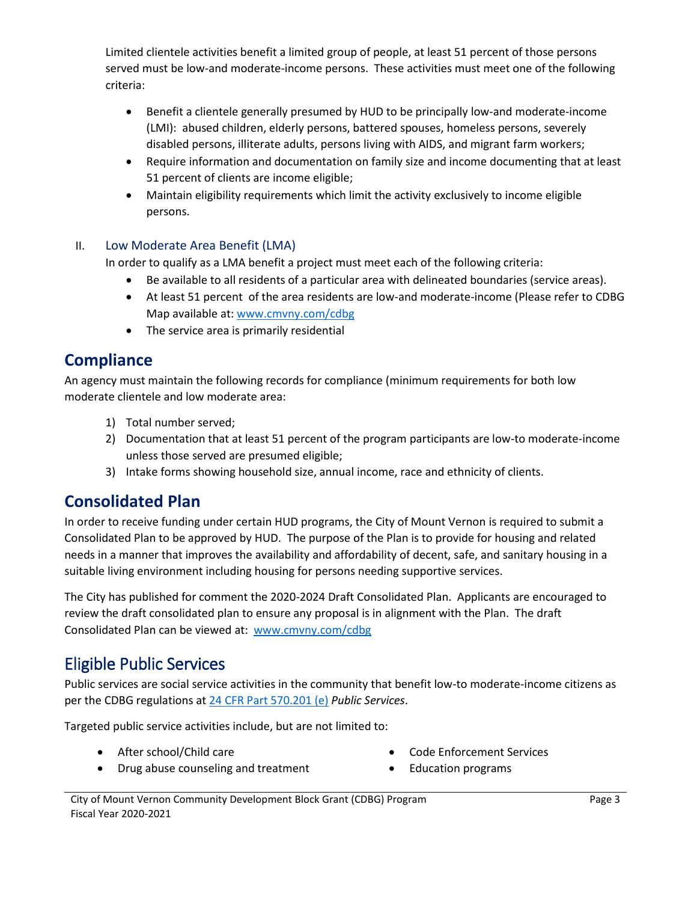Limited clientele activities benefit a limited group of people, at least 51 percent of those persons served must be low-and moderate-income persons. These activities must meet one of the following criteria:

- Benefit a clientele generally presumed by HUD to be principally low-and moderate-income (LMI): abused children, elderly persons, battered spouses, homeless persons, severely disabled persons, illiterate adults, persons living with AIDS, and migrant farm workers;
- Require information and documentation on family size and income documenting that at least 51 percent of clients are income eligible;
- Maintain eligibility requirements which limit the activity exclusively to income eligible persons.

### II. Low Moderate Area Benefit (LMA)

In order to qualify as a LMA benefit a project must meet each of the following criteria:

- Be available to all residents of a particular area with delineated boundaries (service areas).
- At least 51 percent of the area residents are low-and moderate-income (Please refer to CDBG Map available at: [www.cmvny.com/cdbg](www.cmvny.com/cdbg)
- The service area is primarily residential

## Compliance

An agency must maintain the following records for compliance (minimum requirements for both low moderate clientele and low moderate area:

1) Total number served;
2) Documentation that at least 51 percent of the program participants are low-to moderate-income unless those served are presumed eligible;
3) Intake forms showing household size, annual income, race and ethnicity of clients.

## Consolidated Plan

In order to receive funding under certain HUD programs, the City of Mount Vernon is required to submit a Consolidated Plan to be approved by HUD. The purpose of the Plan is to provide for housing and related needs in a manner that improves the availability and affordability of decent, safe, and sanitary housing in a suitable living environment including housing for persons needing supportive services.

The City has published for comment the 2020-2024 Draft Consolidated Plan. Applicants are encouraged to review the draft consolidated plan to ensure any proposal is in alignment with the Plan. The draft Consolidated Plan can be viewed at: [www.cmvny.com/cdbg](www.cmvny.com/cdbg)

## Eligible Public Services

Public services are social service activities in the community that benefit low-to moderate-income citizens as per the CDBG regulations at [24 CFR Part 570.201 (e)](24 CFR Part 570.201 (e)) *Public Services*.

Targeted public service activities include, but are not limited to:

- After school/Child care
- Drug abuse counseling and treatment
- Code Enforcement Services
- Education programs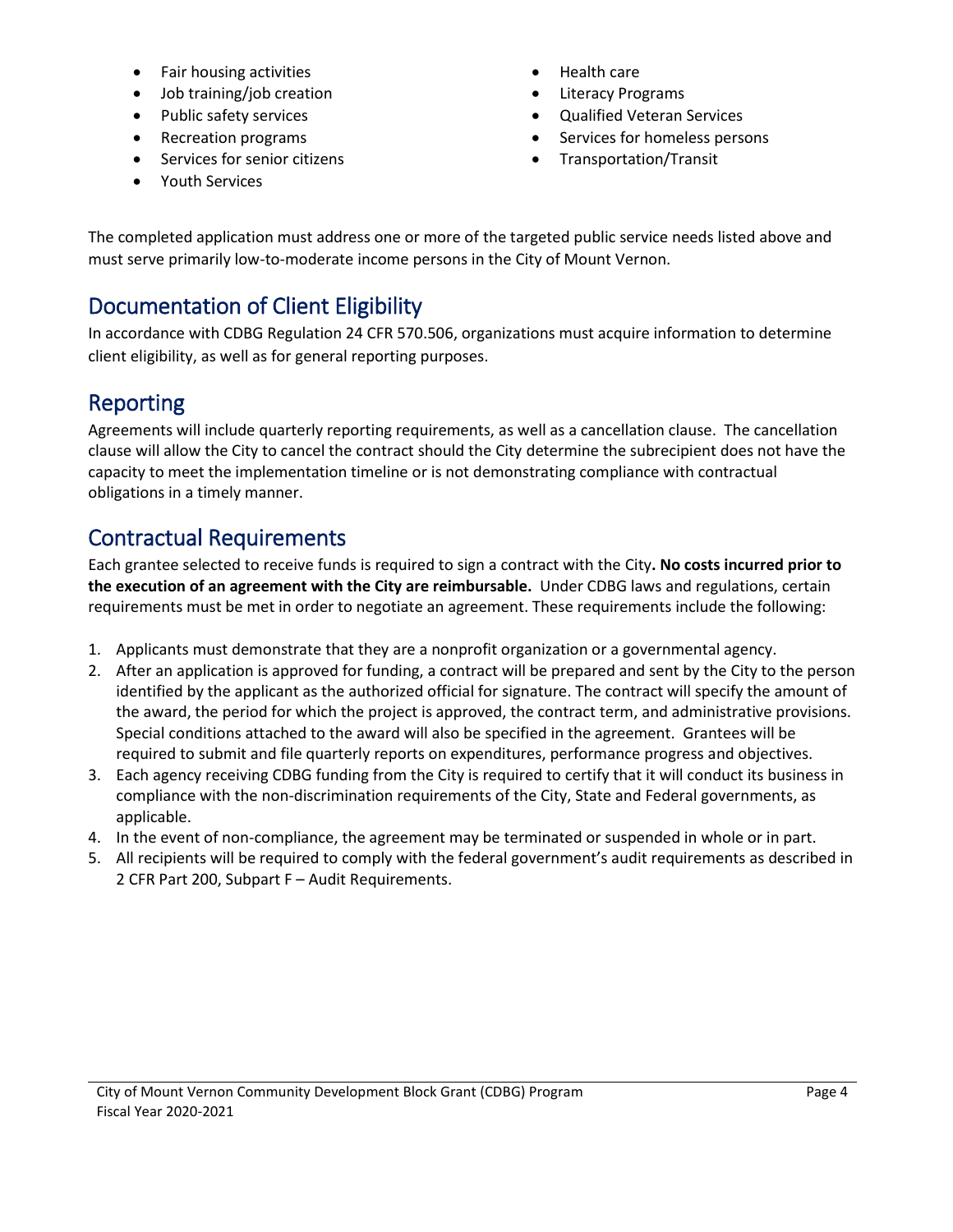- Fair housing activities
- Job training/job creation
- Public safety services
- Recreation programs
- Services for senior citizens
- Youth Services
- Health care
- Literacy Programs
- Qualified Veteran Services
- Services for homeless persons
- Transportation/Transit

The completed application must address one or more of the targeted public service needs listed above and must serve primarily low-to-moderate income persons in the City of Mount Vernon.

## Documentation of Client Eligibility

In accordance with CDBG Regulation 24 CFR 570.506, organizations must acquire information to determine client eligibility, as well as for general reporting purposes.

## Reporting

Agreements will include quarterly reporting requirements, as well as a cancellation clause. The cancellation clause will allow the City to cancel the contract should the City determine the subrecipient does not have the capacity to meet the implementation timeline or is not demonstrating compliance with contractual obligations in a timely manner.

## Contractual Requirements

Each grantee selected to receive funds is required to sign a contract with the City**. No costs incurred prior to the execution of an agreement with the City are reimbursable.** Under CDBG laws and regulations, certain requirements must be met in order to negotiate an agreement. These requirements include the following:

1. Applicants must demonstrate that they are a nonprofit organization or a governmental agency.
2. After an application is approved for funding, a contract will be prepared and sent by the City to the person identified by the applicant as the authorized official for signature. The contract will specify the amount of the award, the period for which the project is approved, the contract term, and administrative provisions. Special conditions attached to the award will also be specified in the agreement. Grantees will be required to submit and file quarterly reports on expenditures, performance progress and objectives.
3. Each agency receiving CDBG funding from the City is required to certify that it will conduct its business in compliance with the non-discrimination requirements of the City, State and Federal governments, as applicable.
4. In the event of non-compliance, the agreement may be terminated or suspended in whole or in part.
5. All recipients will be required to comply with the federal government's audit requirements as described in 2 CFR Part 200, Subpart F – Audit Requirements.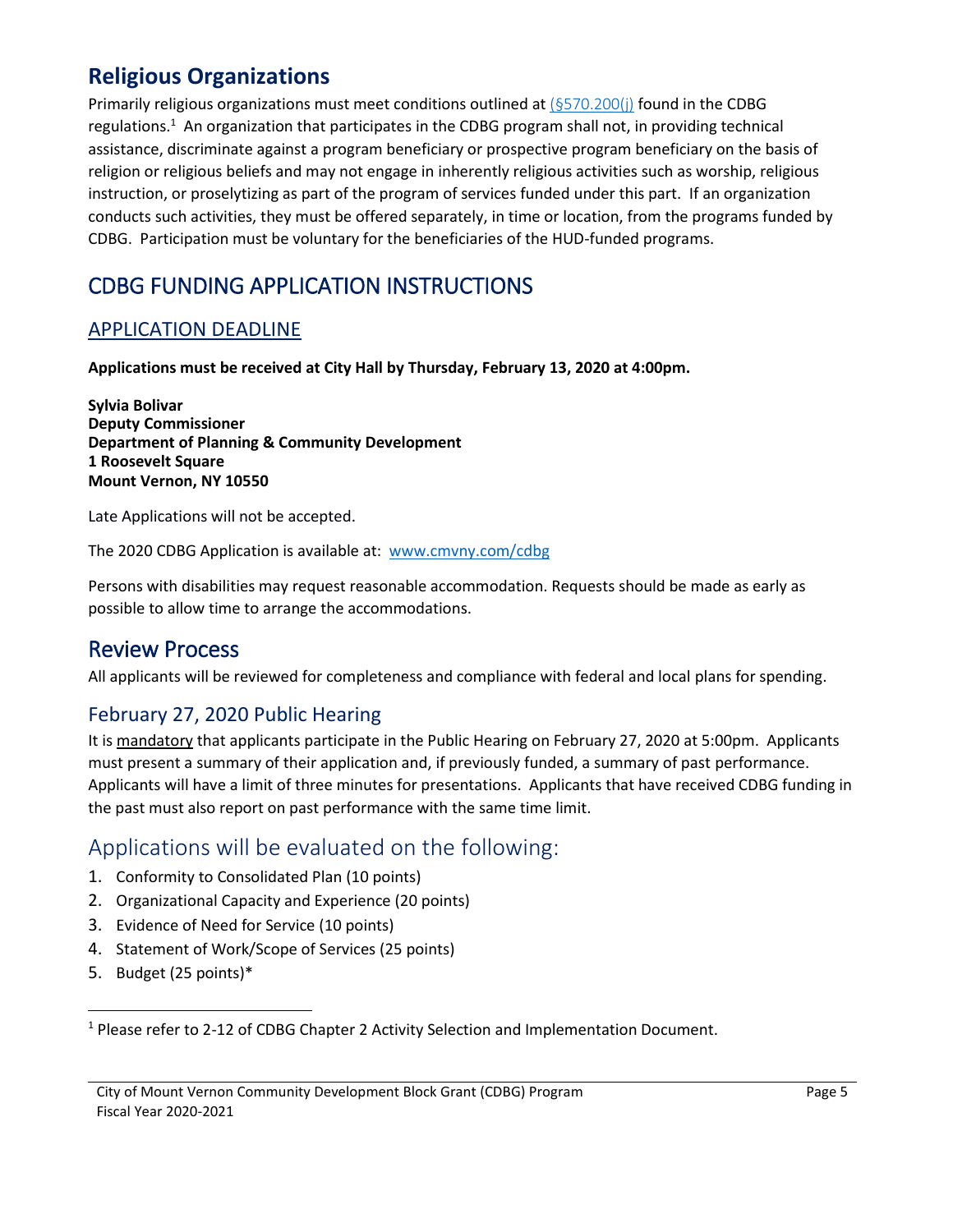## Religious Organizations

Primarily religious organizations must meet conditions outlined at (§570.200(j) found in the CDBG regulations.[1] An organization that participates in the CDBG program shall not, in providing technical assistance, discriminate against a program beneficiary or prospective program beneficiary on the basis of religion or religious beliefs and may not engage in inherently religious activities such as worship, religious instruction, or proselytizing as part of the program of services funded under this part. If an organization conducts such activities, they must be offered separately, in time or location, from the programs funded by CDBG. Participation must be voluntary for the beneficiaries of the HUD-funded programs.

# CDBG FUNDING APPLICATION INSTRUCTIONS

## APPLICATION DEADLINE

**Applications must be received at City Hall by Thursday, February 13, 2020 at 4:00pm.**

**Sylvia Bolivar**
**Deputy Commissioner**
**Department of Planning & Community Development**
**1 Roosevelt Square**
**Mount Vernon, NY 10550**

Late Applications will not be accepted.

The 2020 CDBG Application is available at: www.cmvny.com/cdbg

Persons with disabilities may request reasonable accommodation. Requests should be made as early as possible to allow time to arrange the accommodations.

# Review Process

All applicants will be reviewed for completeness and compliance with federal and local plans for spending.

## February 27, 2020 Public Hearing

It is mandatory that applicants participate in the Public Hearing on February 27, 2020 at 5:00pm. Applicants must present a summary of their application and, if previously funded, a summary of past performance. Applicants will have a limit of three minutes for presentations. Applicants that have received CDBG funding in the past must also report on past performance with the same time limit.

## Applications will be evaluated on the following:

1. Conformity to Consolidated Plan (10 points)
2. Organizational Capacity and Experience (20 points)
3. Evidence of Need for Service (10 points)
4. Statement of Work/Scope of Services (25 points)
5. Budget (25 points)*

[1] Please refer to 2-12 of CDBG Chapter 2 Activity Selection and Implementation Document.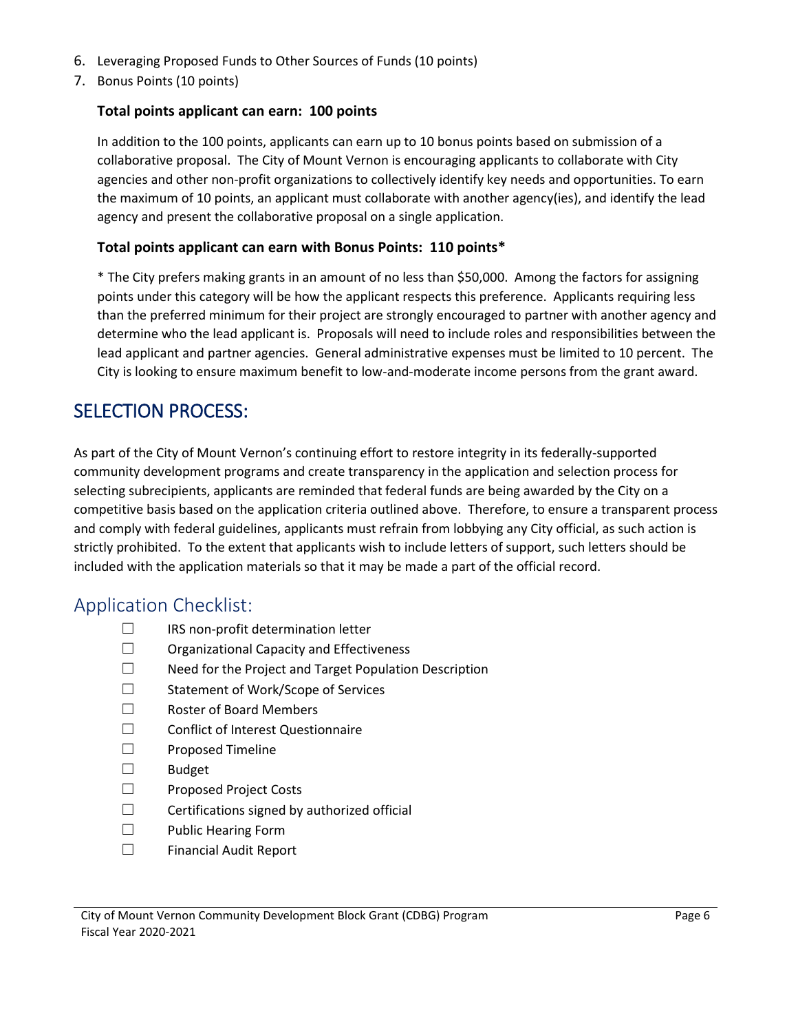6. Leveraging Proposed Funds to Other Sources of Funds (10 points)
7. Bonus Points (10 points)

**Total points applicant can earn: 100 points**

In addition to the 100 points, applicants can earn up to 10 bonus points based on submission of a collaborative proposal. The City of Mount Vernon is encouraging applicants to collaborate with City agencies and other non-profit organizations to collectively identify key needs and opportunities. To earn the maximum of 10 points, an applicant must collaborate with another agency(ies), and identify the lead agency and present the collaborative proposal on a single application.

**Total points applicant can earn with Bonus Points: 110 points***

* The City prefers making grants in an amount of no less than $50,000. Among the factors for assigning points under this category will be how the applicant respects this preference. Applicants requiring less than the preferred minimum for their project are strongly encouraged to partner with another agency and determine who the lead applicant is. Proposals will need to include roles and responsibilities between the lead applicant and partner agencies. General administrative expenses must be limited to 10 percent. The City is looking to ensure maximum benefit to low-and-moderate income persons from the grant award.

## SELECTION PROCESS:

As part of the City of Mount Vernon's continuing effort to restore integrity in its federally-supported community development programs and create transparency in the application and selection process for selecting subrecipients, applicants are reminded that federal funds are being awarded by the City on a competitive basis based on the application criteria outlined above. Therefore, to ensure a transparent process and comply with federal guidelines, applicants must refrain from lobbying any City official, as such action is strictly prohibited. To the extent that applicants wish to include letters of support, such letters should be included with the application materials so that it may be made a part of the official record.

## Application Checklist:

- ☐ IRS non-profit determination letter
- ☐ Organizational Capacity and Effectiveness
- ☐ Need for the Project and Target Population Description
- ☐ Statement of Work/Scope of Services
- ☐ Roster of Board Members
- ☐ Conflict of Interest Questionnaire
- ☐ Proposed Timeline
- ☐ Budget
- ☐ Proposed Project Costs
- ☐ Certifications signed by authorized official
- ☐ Public Hearing Form
- ☐ Financial Audit Report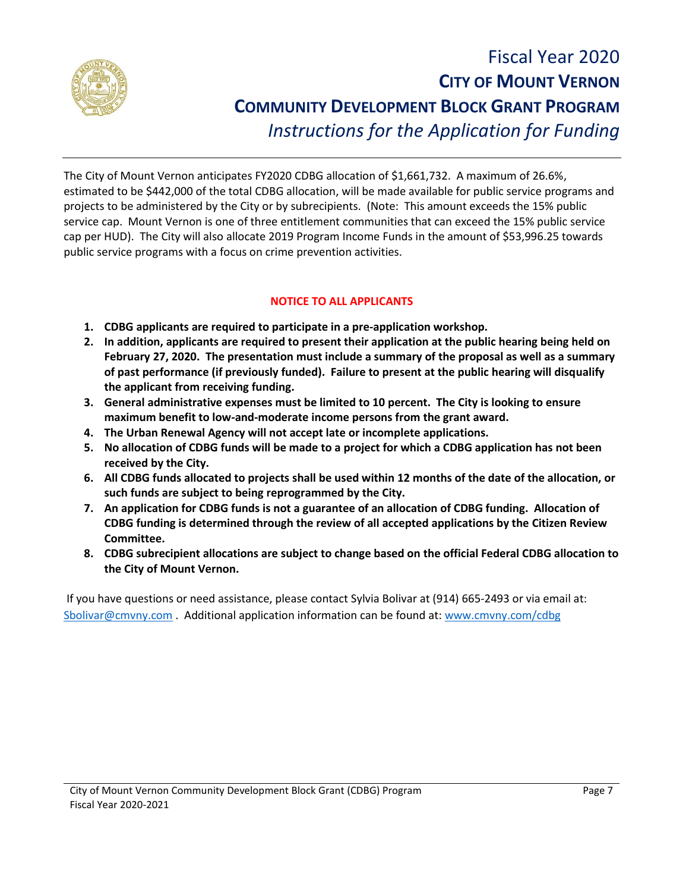# Fiscal Year 2020

# CITY OF MOUNT VERNON

# COMMUNITY DEVELOPMENT BLOCK GRANT PROGRAM

*Instructions for the Application for Funding*

---

The City of Mount Vernon anticipates FY2020 CDBG allocation of $1,661,732. A maximum of 26.6%, estimated to be $442,000 of the total CDBG allocation, will be made available for public service programs and projects to be administered by the City or by subrecipients. (Note: This amount exceeds the 15% public service cap. Mount Vernon is one of three entitlement communities that can exceed the 15% public service cap per HUD). The City will also allocate 2019 Program Income Funds in the amount of $53,996.25 towards public service programs with a focus on crime prevention activities.

**NOTICE TO ALL APPLICANTS**

1. **CDBG applicants are required to participate in a pre-application workshop.**
2. **In addition, applicants are required to present their application at the public hearing being held on February 27, 2020. The presentation must include a summary of the proposal as well as a summary of past performance (if previously funded). Failure to present at the public hearing will disqualify the applicant from receiving funding.**
3. **General administrative expenses must be limited to 10 percent. The City is looking to ensure maximum benefit to low-and-moderate income persons from the grant award.**
4. **The Urban Renewal Agency will not accept late or incomplete applications.**
5. **No allocation of CDBG funds will be made to a project for which a CDBG application has not been received by the City.**
6. **All CDBG funds allocated to projects shall be used within 12 months of the date of the allocation, or such funds are subject to being reprogrammed by the City.**
7. **An application for CDBG funds is not a guarantee of an allocation of CDBG funding. Allocation of CDBG funding is determined through the review of all accepted applications by the Citizen Review Committee.**
8. **CDBG subrecipient allocations are subject to change based on the official Federal CDBG allocation to the City of Mount Vernon.**

If you have questions or need assistance, please contact Sylvia Bolivar at (914) 665-2493 or via email at: Sbolivar@cmvny.com . Additional application information can be found at: www.cmvny.com/cdbg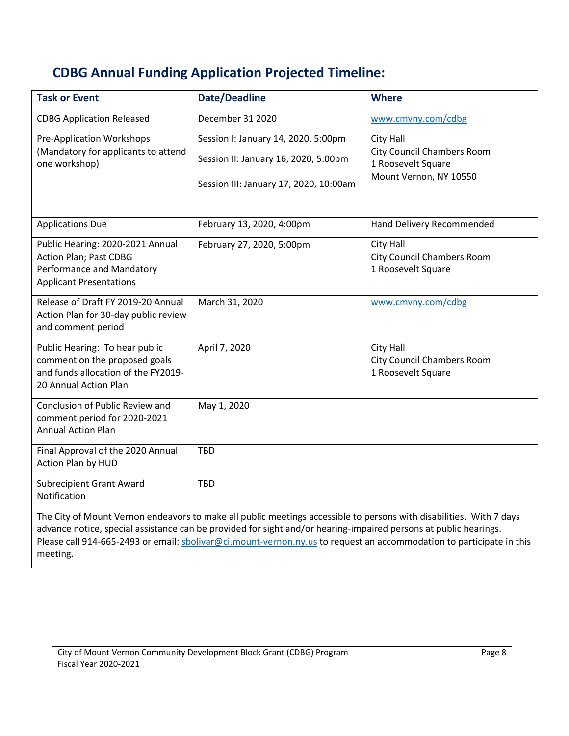## CDBG Annual Funding Application Projected Timeline:

| Task or Event | Date/Deadline | Where |
|---|---|---|
| CDBG Application Released | December 31 2020 | www.cmvny.com/cdbg |
| Pre-Application Workshops (Mandatory for applicants to attend one workshop) | Session I: January 14, 2020, 5:00pm<br>Session II: January 16, 2020, 5:00pm<br>Session III: January 17, 2020, 10:00am | City Hall<br>City Council Chambers Room<br>1 Roosevelt Square<br>Mount Vernon, NY 10550 |
| Applications Due | February 13, 2020, 4:00pm | Hand Delivery Recommended |
| Public Hearing: 2020-2021 Annual Action Plan; Past CDBG Performance and Mandatory Applicant Presentations | February 27, 2020, 5:00pm | City Hall<br>City Council Chambers Room<br>1 Roosevelt Square |
| Release of Draft FY 2019-20 Annual Action Plan for 30-day public review and comment period | March 31, 2020 | www.cmvny.com/cdbg |
| Public Hearing: To hear public comment on the proposed goals and funds allocation of the FY2019-20 Annual Action Plan | April 7, 2020 | City Hall<br>City Council Chambers Room<br>1 Roosevelt Square |
| Conclusion of Public Review and comment period for 2020-2021 Annual Action Plan | May 1, 2020 | |
| Final Approval of the 2020 Annual Action Plan by HUD | TBD | |
| Subrecipient Grant Award Notification | TBD | |

The City of Mount Vernon endeavors to make all public meetings accessible to persons with disabilities. With 7 days advance notice, special assistance can be provided for sight and/or hearing-impaired persons at public hearings. Please call 914-665-2493 or email: sbolivar@ci.mount-vernon.ny.us to request an accommodation to participate in this meeting.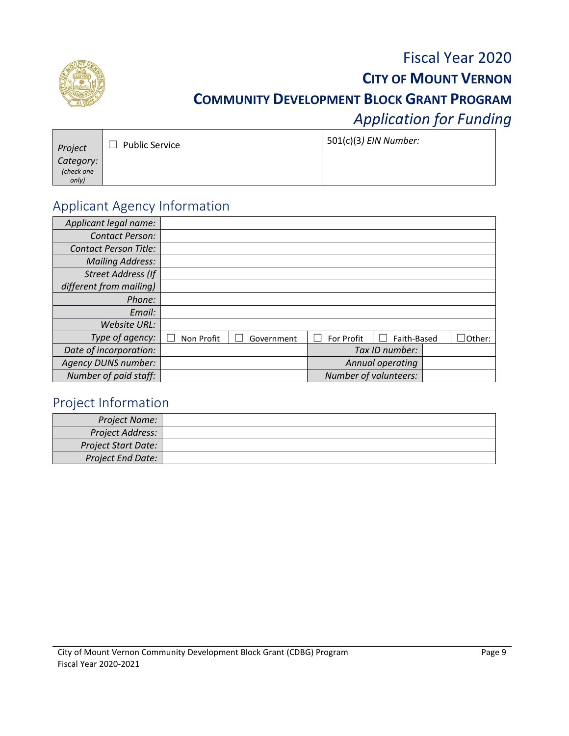# Fiscal Year 2020

## City of Mount Vernon

## Community Development Block Grant Program

*Application for Funding*

| *Project Category:* *(check one only)* | ☐ Public Service | 501(c)(3) *EIN Number:* |
|---|---|---|

## Applicant Agency Information

| | | | | | |
|---|---|---|---|---|---|
| *Applicant legal name:* | | | | | |
| *Contact Person:* | | | | | |
| *Contact Person Title:* | | | | | |
| *Mailing Address:* | | | | | |
| *Street Address (If different from mailing)* | | | | | |
| *Phone:* | | | | | |
| *Email:* | | | | | |
| *Website URL:* | | | | | |
| *Type of agency:* | ☐ Non Profit | ☐ Government | ☐ For Profit | ☐ Faith-Based | ☐Other: |
| *Date of incorporation:* | | *Tax ID number:* | | | |
| *Agency DUNS number:* | | *Annual operating* | | | |
| *Number of paid staff:* | | *Number of volunteers:* | | | |

## Project Information

| | |
|---|---|
| *Project Name:* | |
| *Project Address:* | |
| *Project Start Date:* | |
| *Project End Date:* | |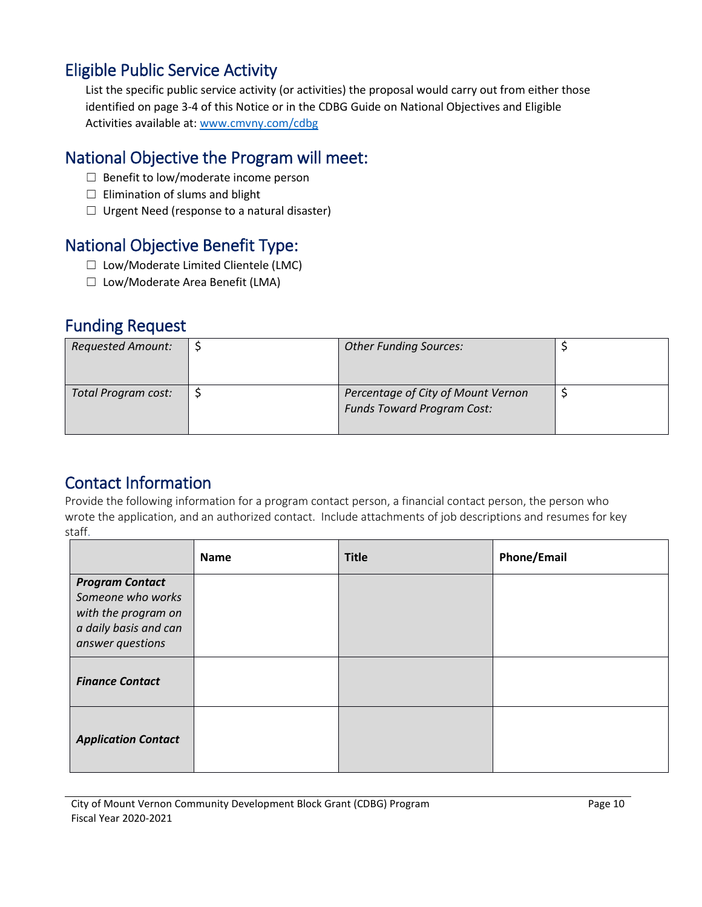## Eligible Public Service Activity

List the specific public service activity (or activities) the proposal would carry out from either those identified on page 3-4 of this Notice or in the CDBG Guide on National Objectives and Eligible Activities available at: [www.cmvny.com/cdbg](http://www.cmvny.com/cdbg)

## National Objective the Program will meet:

- ☐ Benefit to low/moderate income person
- ☐ Elimination of slums and blight
- ☐ Urgent Need (response to a natural disaster)

## National Objective Benefit Type:

- ☐ Low/Moderate Limited Clientele (LMC)
- ☐ Low/Moderate Area Benefit (LMA)

## Funding Request

| *Requested Amount:* | $ | *Other Funding Sources:* | $ |
|---|---|---|---|
| *Total Program cost:* | $ | *Percentage of City of Mount Vernon Funds Toward Program Cost:* | $ |

## Contact Information

Provide the following information for a program contact person, a financial contact person, the person who wrote the application, and an authorized contact. Include attachments of job descriptions and resumes for key staff.

| | **Name** | **Title** | **Phone/Email** |
|---|---|---|---|
| ***Program Contact*** *Someone who works with the program on a daily basis and can answer questions* | | | |
| ***Finance Contact*** | | | |
| ***Application Contact*** | | | |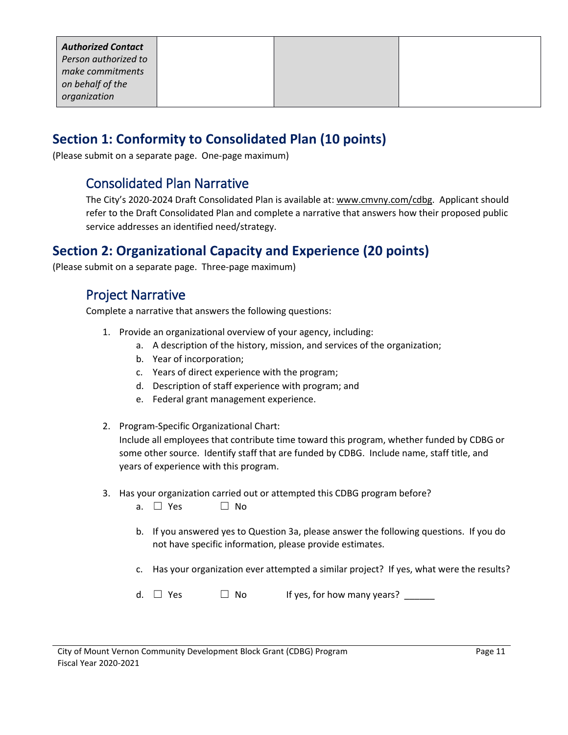| *Authorized Contact* *Person authorized to make commitments on behalf of the organization* | | | |
|---|---|---|---|

## Section 1: Conformity to Consolidated Plan (10 points)

(Please submit on a separate page. One-page maximum)

### Consolidated Plan Narrative

The City's 2020-2024 Draft Consolidated Plan is available at: www.cmvny.com/cdbg. Applicant should refer to the Draft Consolidated Plan and complete a narrative that answers how their proposed public service addresses an identified need/strategy.

## Section 2: Organizational Capacity and Experience (20 points)

(Please submit on a separate page. Three-page maximum)

### Project Narrative

Complete a narrative that answers the following questions:

1. Provide an organizational overview of your agency, including:
   a. A description of the history, mission, and services of the organization;
   b. Year of incorporation;
   c. Years of direct experience with the program;
   d. Description of staff experience with program; and
   e. Federal grant management experience.

2. Program-Specific Organizational Chart:
   Include all employees that contribute time toward this program, whether funded by CDBG or some other source. Identify staff that are funded by CDBG. Include name, staff title, and years of experience with this program.

3. Has your organization carried out or attempted this CDBG program before?
   a. ☐ Yes ☐ No

   b. If you answered yes to Question 3a, please answer the following questions. If you do not have specific information, please provide estimates.

   c. Has your organization ever attempted a similar project? If yes, what were the results?

   d. ☐ Yes ☐ No If yes, for how many years? ______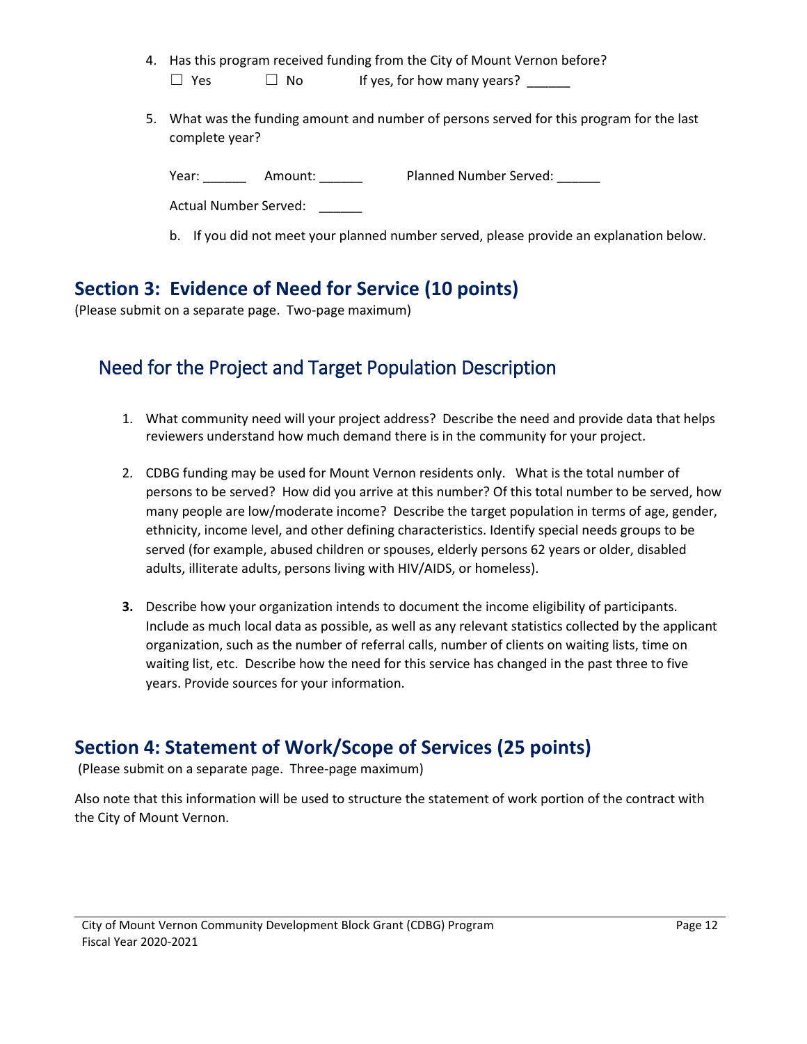4. Has this program received funding from the City of Mount Vernon before?

   ☐ Yes ☐ No If yes, for how many years? ______

5. What was the funding amount and number of persons served for this program for the last complete year?

   Year: ______ Amount: ______ Planned Number Served: ______

   Actual Number Served: ______

   b. If you did not meet your planned number served, please provide an explanation below.

## Section 3: Evidence of Need for Service (10 points)

(Please submit on a separate page. Two-page maximum)

### Need for the Project and Target Population Description

1. What community need will your project address? Describe the need and provide data that helps reviewers understand how much demand there is in the community for your project.

2. CDBG funding may be used for Mount Vernon residents only. What is the total number of persons to be served? How did you arrive at this number? Of this total number to be served, how many people are low/moderate income? Describe the target population in terms of age, gender, ethnicity, income level, and other defining characteristics. Identify special needs groups to be served (for example, abused children or spouses, elderly persons 62 years or older, disabled adults, illiterate adults, persons living with HIV/AIDS, or homeless).

3. Describe how your organization intends to document the income eligibility of participants. Include as much local data as possible, as well as any relevant statistics collected by the applicant organization, such as the number of referral calls, number of clients on waiting lists, time on waiting list, etc. Describe how the need for this service has changed in the past three to five years. Provide sources for your information.

## Section 4: Statement of Work/Scope of Services (25 points)

(Please submit on a separate page. Three-page maximum)

Also note that this information will be used to structure the statement of work portion of the contract with the City of Mount Vernon.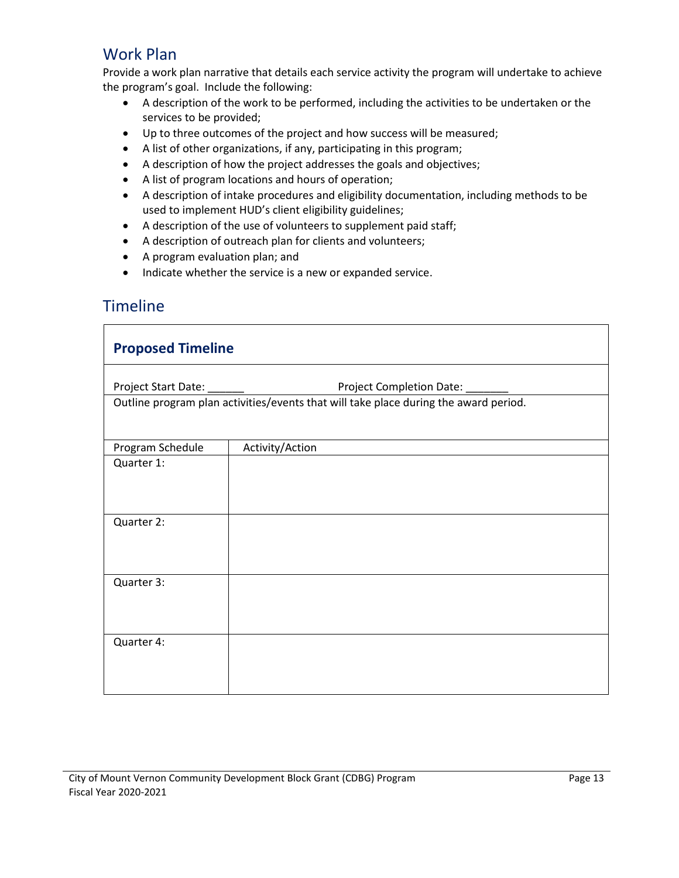## Work Plan

Provide a work plan narrative that details each service activity the program will undertake to achieve the program's goal. Include the following:

- A description of the work to be performed, including the activities to be undertaken or the services to be provided;
- Up to three outcomes of the project and how success will be measured;
- A list of other organizations, if any, participating in this program;
- A description of how the project addresses the goals and objectives;
- A list of program locations and hours of operation;
- A description of intake procedures and eligibility documentation, including methods to be used to implement HUD's client eligibility guidelines;
- A description of the use of volunteers to supplement paid staff;
- A description of outreach plan for clients and volunteers;
- A program evaluation plan; and
- Indicate whether the service is a new or expanded service.

## Timeline

| **Proposed Timeline** | |
|---|---|
| Project Start Date: ______ | Project Completion Date: _______ |
| Outline program plan activities/events that will take place during the award period. | |
| Program Schedule | Activity/Action |
| Quarter 1: | |
| Quarter 2: | |
| Quarter 3: | |
| Quarter 4: | |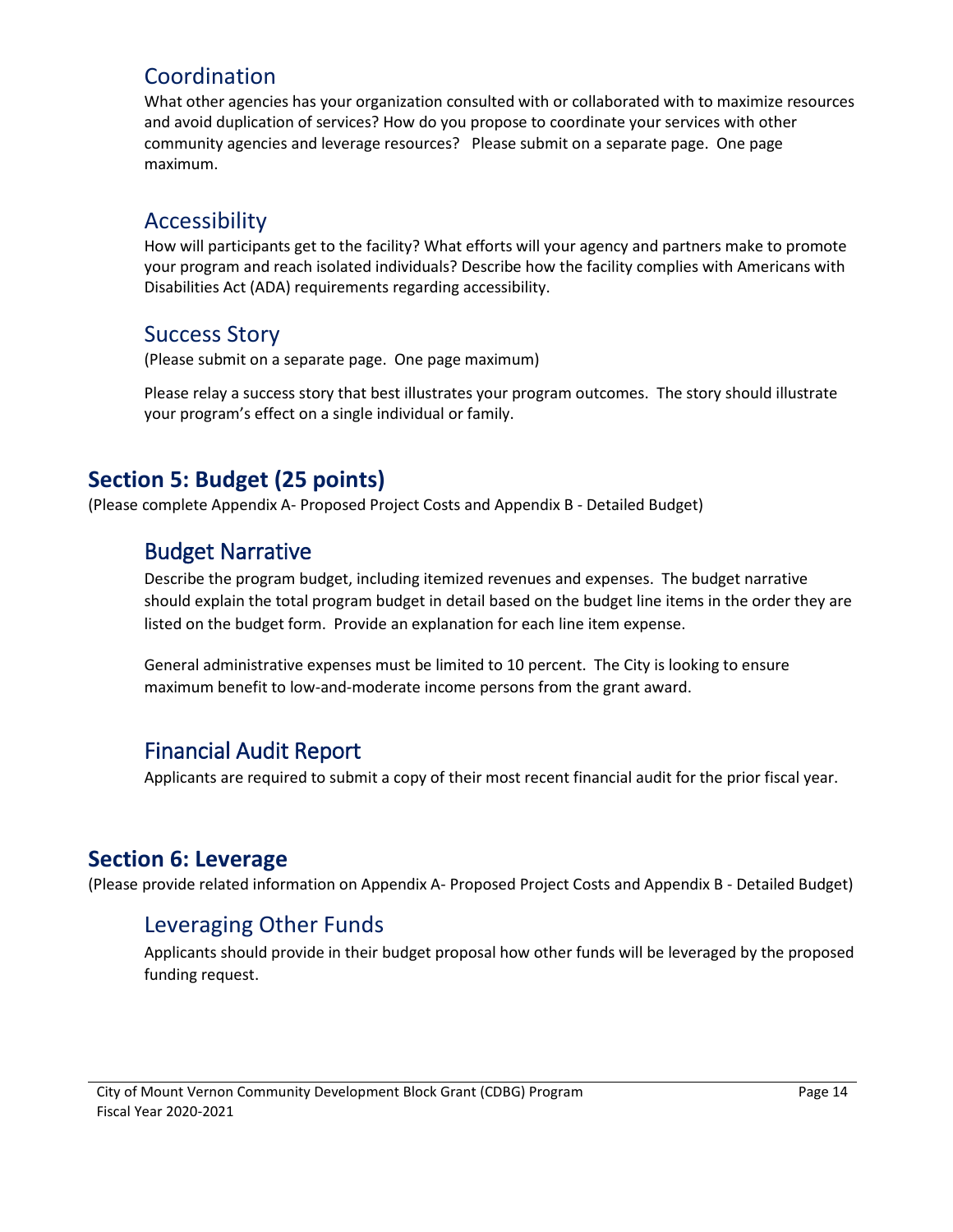### Coordination

What other agencies has your organization consulted with or collaborated with to maximize resources and avoid duplication of services? How do you propose to coordinate your services with other community agencies and leverage resources? Please submit on a separate page. One page maximum.

### Accessibility

How will participants get to the facility? What efforts will your agency and partners make to promote your program and reach isolated individuals? Describe how the facility complies with Americans with Disabilities Act (ADA) requirements regarding accessibility.

### Success Story

(Please submit on a separate page. One page maximum)

Please relay a success story that best illustrates your program outcomes. The story should illustrate your program's effect on a single individual or family.

## Section 5: Budget (25 points)

(Please complete Appendix A- Proposed Project Costs and Appendix B - Detailed Budget)

### Budget Narrative

Describe the program budget, including itemized revenues and expenses. The budget narrative should explain the total program budget in detail based on the budget line items in the order they are listed on the budget form. Provide an explanation for each line item expense.

General administrative expenses must be limited to 10 percent. The City is looking to ensure maximum benefit to low-and-moderate income persons from the grant award.

### Financial Audit Report

Applicants are required to submit a copy of their most recent financial audit for the prior fiscal year.

## Section 6: Leverage

(Please provide related information on Appendix A- Proposed Project Costs and Appendix B - Detailed Budget)

### Leveraging Other Funds

Applicants should provide in their budget proposal how other funds will be leveraged by the proposed funding request.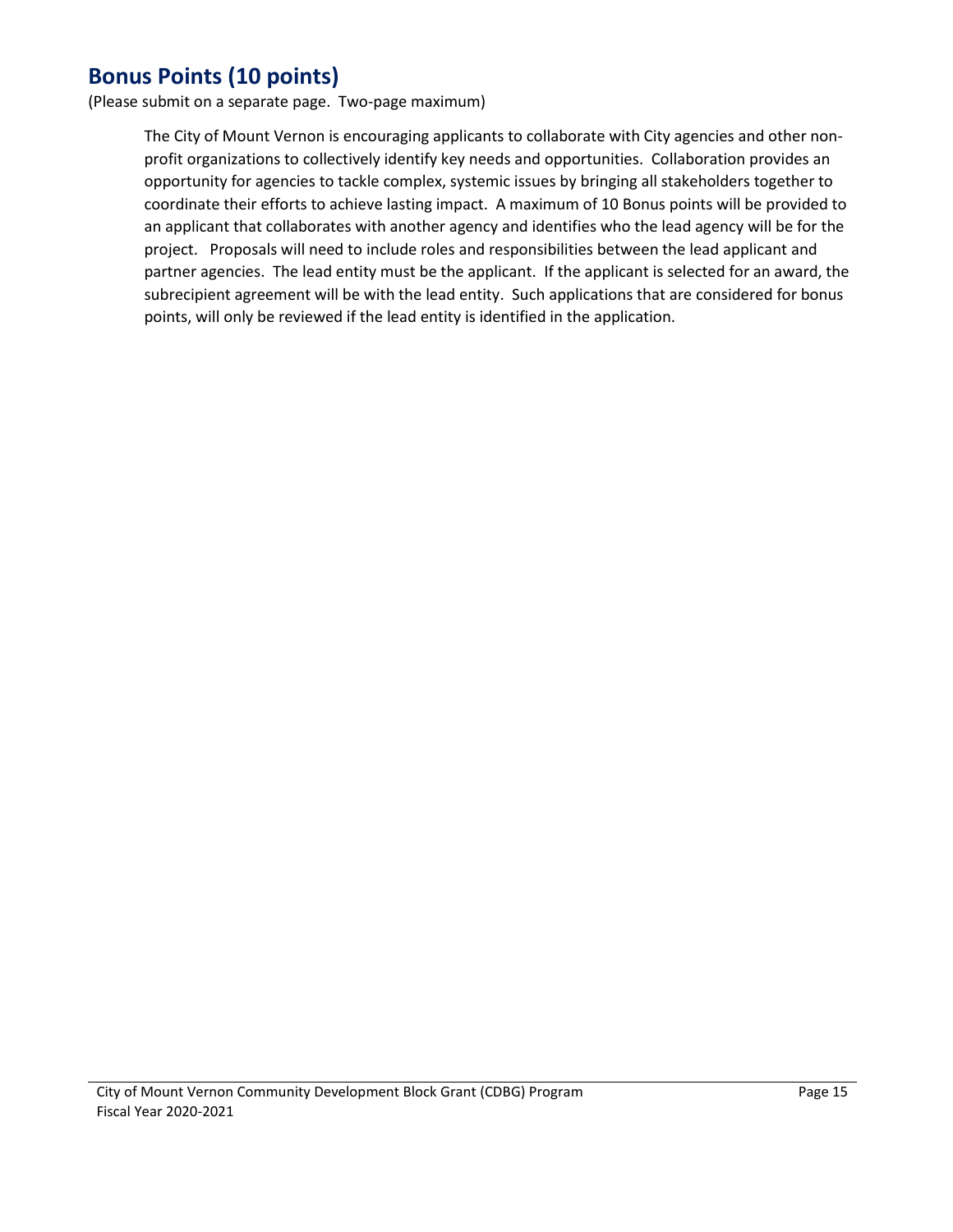## Bonus Points (10 points)

(Please submit on a separate page. Two-page maximum)

The City of Mount Vernon is encouraging applicants to collaborate with City agencies and other non-profit organizations to collectively identify key needs and opportunities. Collaboration provides an opportunity for agencies to tackle complex, systemic issues by bringing all stakeholders together to coordinate their efforts to achieve lasting impact. A maximum of 10 Bonus points will be provided to an applicant that collaborates with another agency and identifies who the lead agency will be for the project. Proposals will need to include roles and responsibilities between the lead applicant and partner agencies. The lead entity must be the applicant. If the applicant is selected for an award, the subrecipient agreement will be with the lead entity. Such applications that are considered for bonus points, will only be reviewed if the lead entity is identified in the application.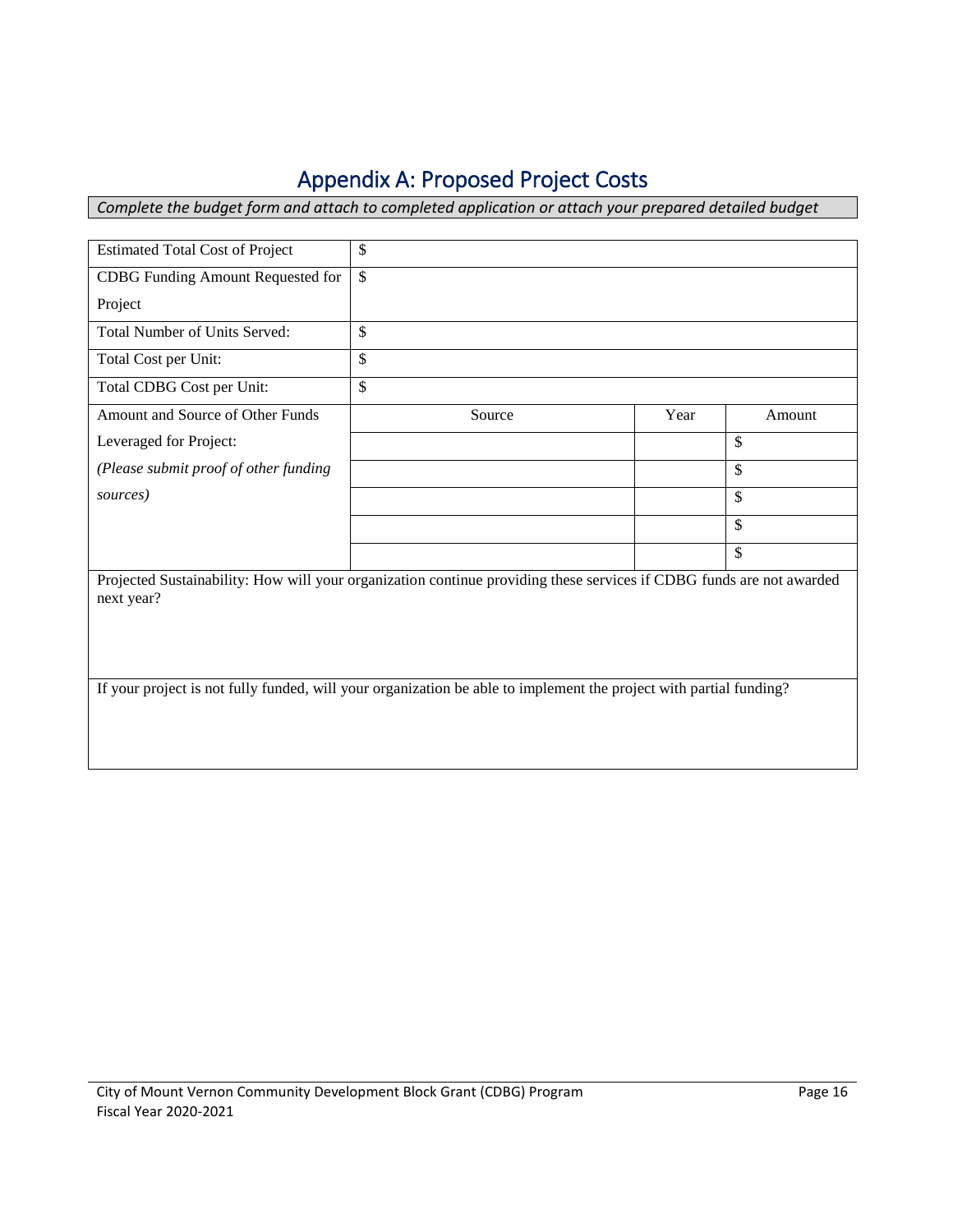# Appendix A: Proposed Project Costs

*Complete the budget form and attach to completed application or attach your prepared detailed budget*

| | | | |
|---|---|---|---|
| Estimated Total Cost of Project | $ | | |
| CDBG Funding Amount Requested for Project | $ | | |
| Total Number of Units Served: | $ | | |
| Total Cost per Unit: | $ | | |
| Total CDBG Cost per Unit: | $ | | |
| Amount and Source of Other Funds Leveraged for Project: *(Please submit proof of other funding sources)* | Source | Year | Amount |
| | | | $ |
| | | | $ |
| | | | $ |
| | | | $ |
| | | | $ |

Projected Sustainability: How will your organization continue providing these services if CDBG funds are not awarded next year?

If your project is not fully funded, will your organization be able to implement the project with partial funding?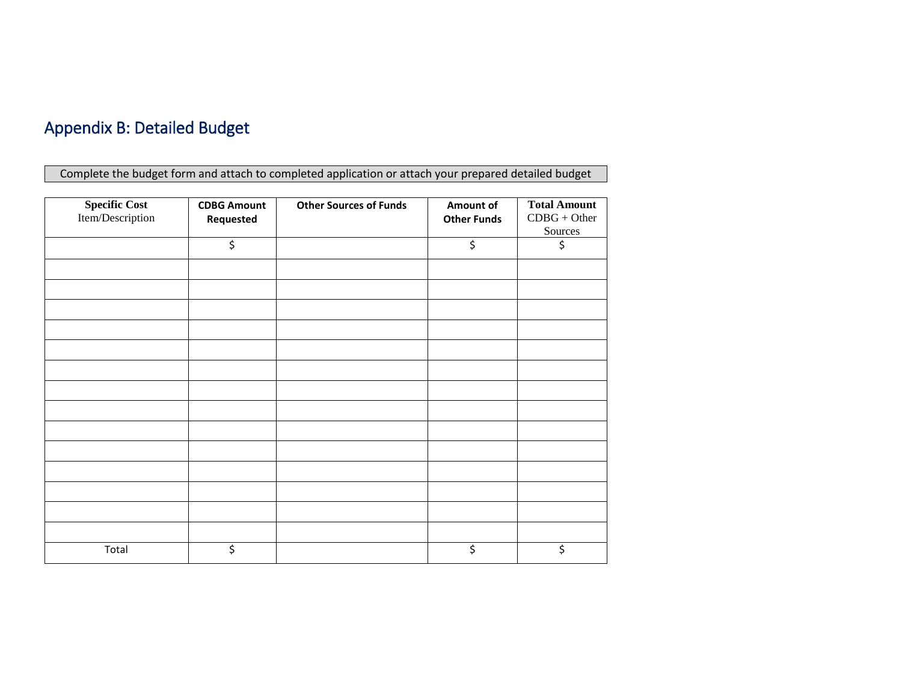## Appendix B: Detailed Budget

| Complete the budget form and attach to completed application or attach your prepared detailed budget |
|---|

| **Specific Cost** Item/Description | **CDBG Amount Requested** | **Other Sources of Funds** | **Amount of Other Funds** | **Total Amount** CDBG + Other Sources |
|---|---|---|---|---|
| | $ | | $ | $ |
| | | | | |
| | | | | |
| | | | | |
| | | | | |
| | | | | |
| | | | | |
| | | | | |
| | | | | |
| | | | | |
| | | | | |
| | | | | |
| | | | | |
| | | | | |
| | | | | |
| Total | $ | | $ | $ |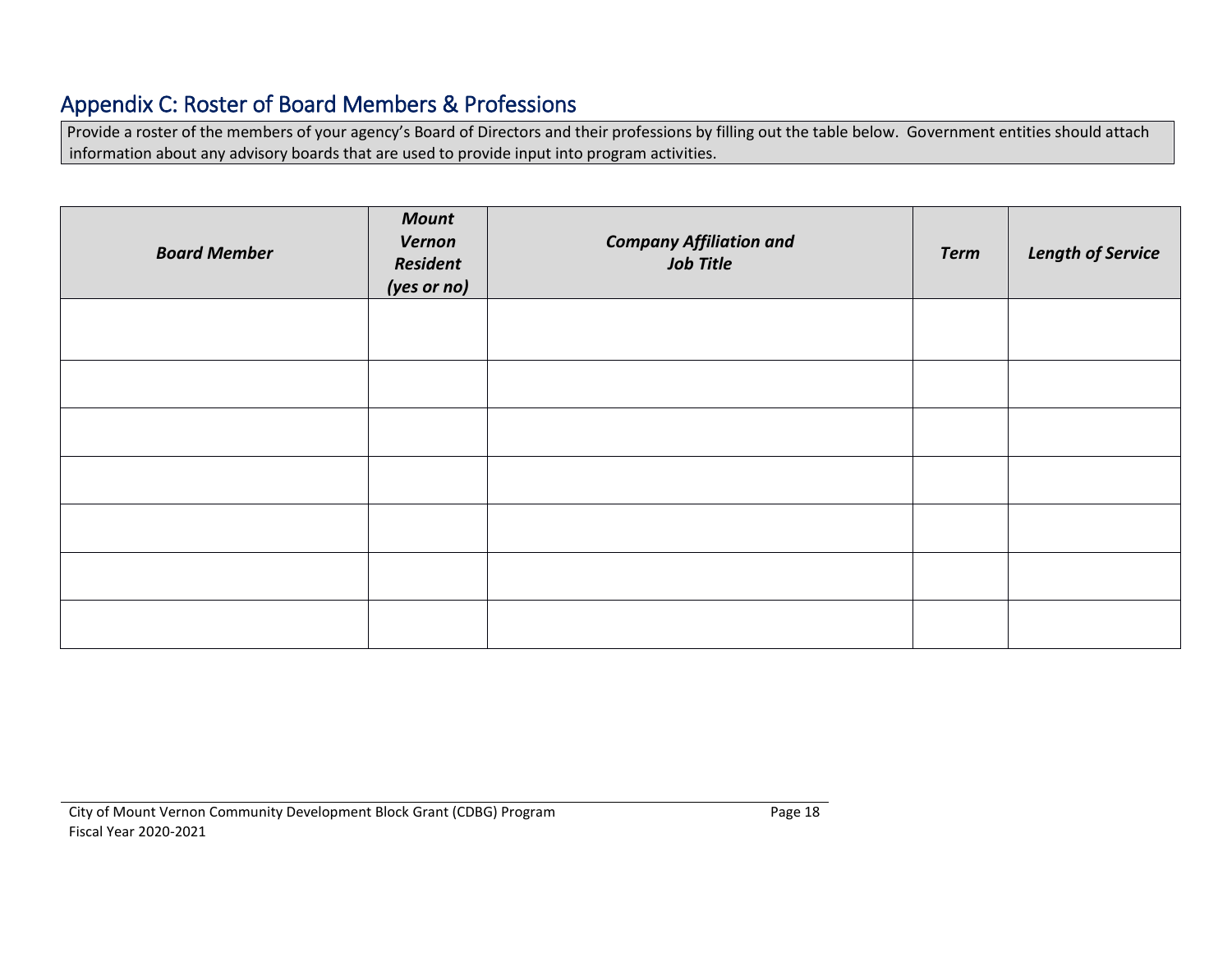## Appendix C: Roster of Board Members & Professions

Provide a roster of the members of your agency's Board of Directors and their professions by filling out the table below. Government entities should attach information about any advisory boards that are used to provide input into program activities.

| ***Board Member*** | ***Mount Vernon Resident (yes or no)*** | ***Company Affiliation and Job Title*** | ***Term*** | ***Length of Service*** |
|---|---|---|---|---|
| | | | | |
| | | | | |
| | | | | |
| | | | | |
| | | | | |
| | | | | |
| | | | | |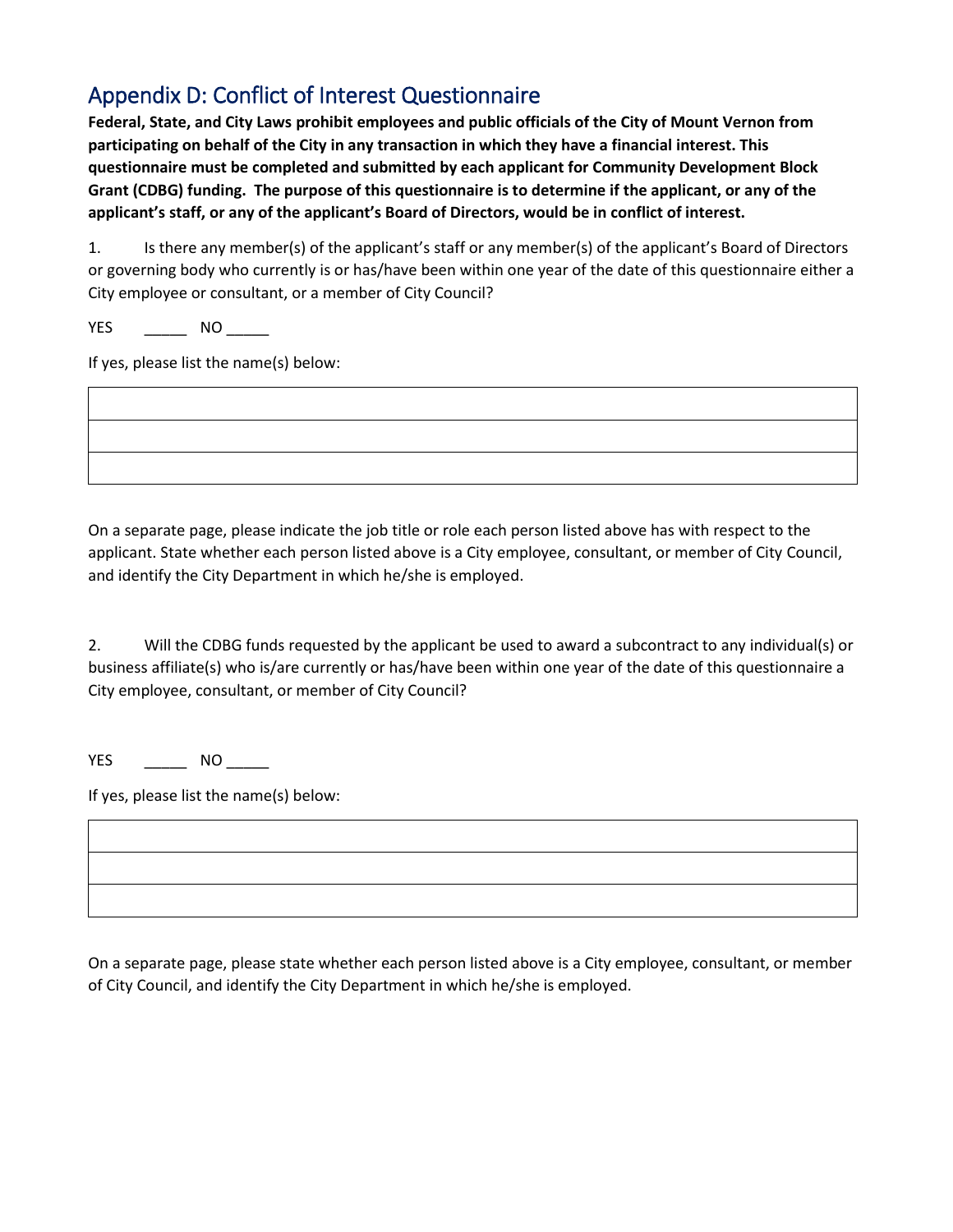## Appendix D: Conflict of Interest Questionnaire

**Federal, State, and City Laws prohibit employees and public officials of the City of Mount Vernon from participating on behalf of the City in any transaction in which they have a financial interest. This questionnaire must be completed and submitted by each applicant for Community Development Block Grant (CDBG) funding. The purpose of this questionnaire is to determine if the applicant, or any of the applicant's staff, or any of the applicant's Board of Directors, would be in conflict of interest.**

1. Is there any member(s) of the applicant's staff or any member(s) of the applicant's Board of Directors or governing body who currently is or has/have been within one year of the date of this questionnaire either a City employee or consultant, or a member of City Council?

YES _____ NO _____

If yes, please list the name(s) below:

| |
|---|
| |
| |

On a separate page, please indicate the job title or role each person listed above has with respect to the applicant. State whether each person listed above is a City employee, consultant, or member of City Council, and identify the City Department in which he/she is employed.

2. Will the CDBG funds requested by the applicant be used to award a subcontract to any individual(s) or business affiliate(s) who is/are currently or has/have been within one year of the date of this questionnaire a City employee, consultant, or member of City Council?

YES _____ NO _____

If yes, please list the name(s) below:

| |
|---|
| |
| |

On a separate page, please state whether each person listed above is a City employee, consultant, or member of City Council, and identify the City Department in which he/she is employed.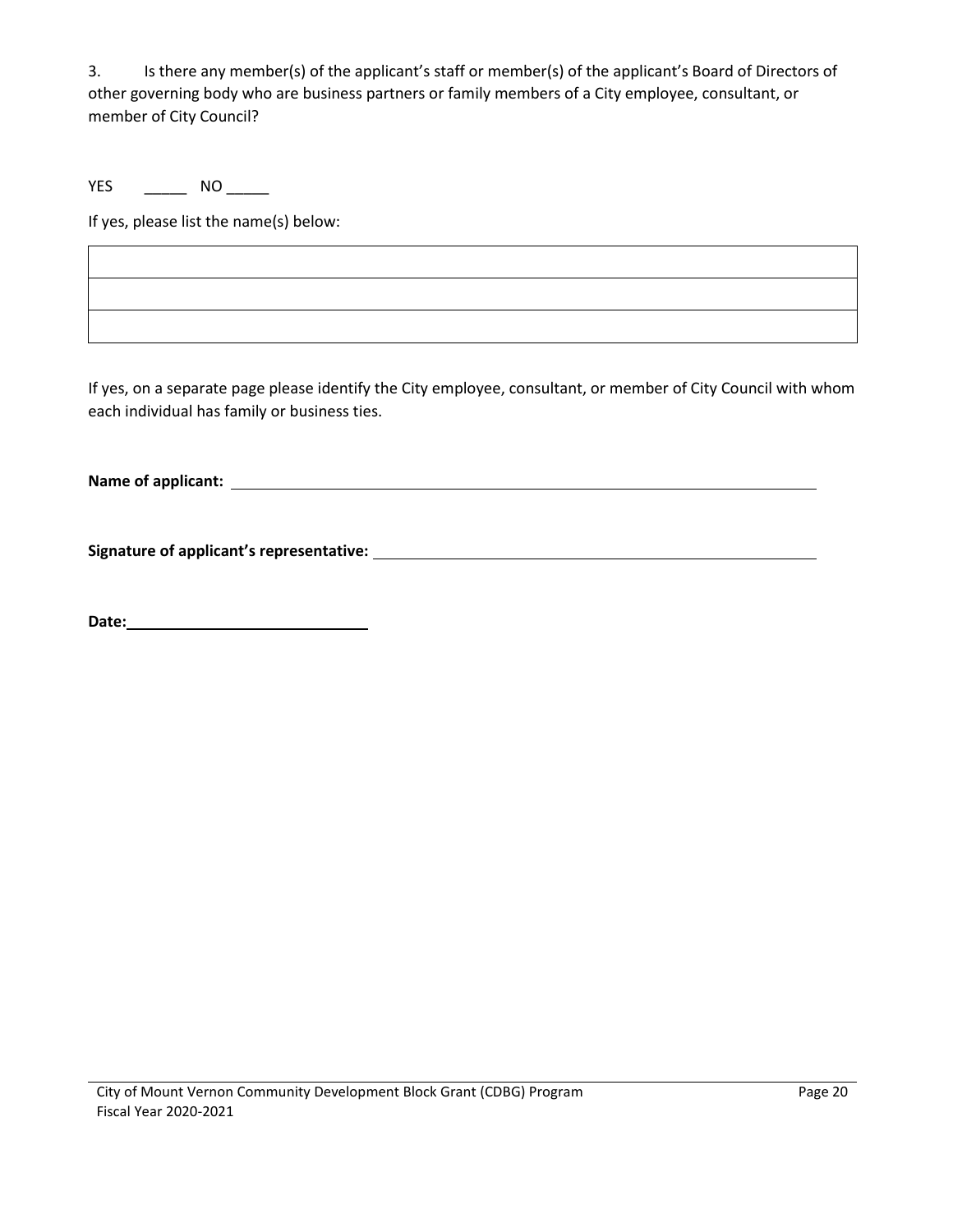3. Is there any member(s) of the applicant's staff or member(s) of the applicant's Board of Directors of other governing body who are business partners or family members of a City employee, consultant, or member of City Council?

YES _____ NO _____

If yes, please list the name(s) below:

| |
|---|
| |
| |
| |

If yes, on a separate page please identify the City employee, consultant, or member of City Council with whom each individual has family or business ties.

**Name of applicant:** ______________________________

**Signature of applicant's representative:** ______________________________

**Date:** ______________________________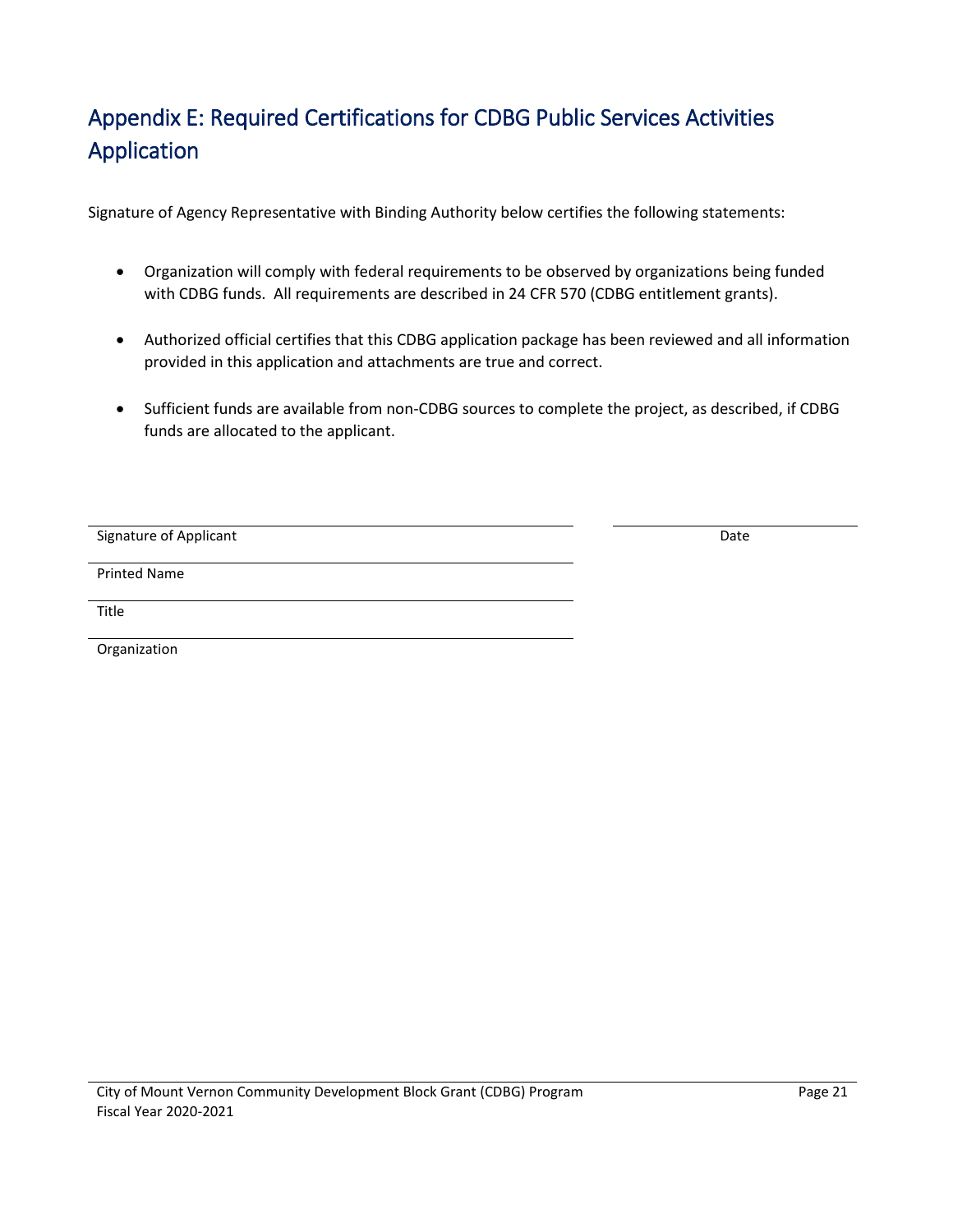## Appendix E: Required Certifications for CDBG Public Services Activities Application

Signature of Agency Representative with Binding Authority below certifies the following statements:

- Organization will comply with federal requirements to be observed by organizations being funded with CDBG funds. All requirements are described in 24 CFR 570 (CDBG entitlement grants).
- Authorized official certifies that this CDBG application package has been reviewed and all information provided in this application and attachments are true and correct.
- Sufficient funds are available from non-CDBG sources to complete the project, as described, if CDBG funds are allocated to the applicant.

\_\_\_\_\_\_\_\_\_\_\_\_\_\_\_\_\_\_\_\_\_\_\_\_\_\_\_\_\_\_\_\_\_\_\_\_\_\_\_\_ \_\_\_\_\_\_\_\_\_\_\_\_\_\_\_\_\_\_\_\_

Signature of Applicant Date

\_\_\_\_\_\_\_\_\_\_\_\_\_\_\_\_\_\_\_\_\_\_\_\_\_\_\_\_\_\_\_\_\_\_\_\_\_\_\_\_

Printed Name

\_\_\_\_\_\_\_\_\_\_\_\_\_\_\_\_\_\_\_\_\_\_\_\_\_\_\_\_\_\_\_\_\_\_\_\_\_\_\_\_

Title

\_\_\_\_\_\_\_\_\_\_\_\_\_\_\_\_\_\_\_\_\_\_\_\_\_\_\_\_\_\_\_\_\_\_\_\_\_\_\_\_

Organization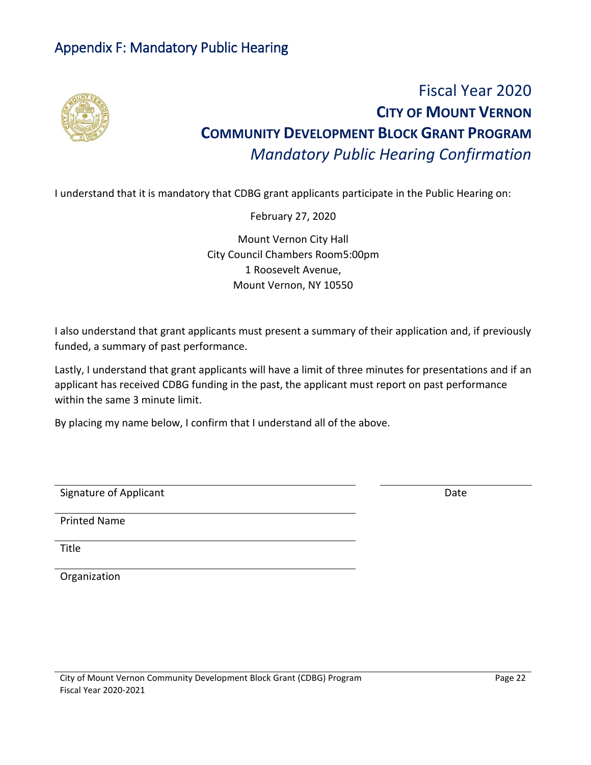## Appendix F: Mandatory Public Hearing

# Fiscal Year 2020
# **CITY OF MOUNT VERNON**
# **COMMUNITY DEVELOPMENT BLOCK GRANT PROGRAM**
## *Mandatory Public Hearing Confirmation*

I understand that it is mandatory that CDBG grant applicants participate in the Public Hearing on:

February 27, 2020

Mount Vernon City Hall
City Council Chambers Room5:00pm
1 Roosevelt Avenue,
Mount Vernon, NY 10550

I also understand that grant applicants must present a summary of their application and, if previously funded, a summary of past performance.

Lastly, I understand that grant applicants will have a limit of three minutes for presentations and if an applicant has received CDBG funding in the past, the applicant must report on past performance within the same 3 minute limit.

By placing my name below, I confirm that I understand all of the above.

______________________________ ______________
Signature of Applicant Date

______________________________
Printed Name

______________________________
Title

______________________________
Organization